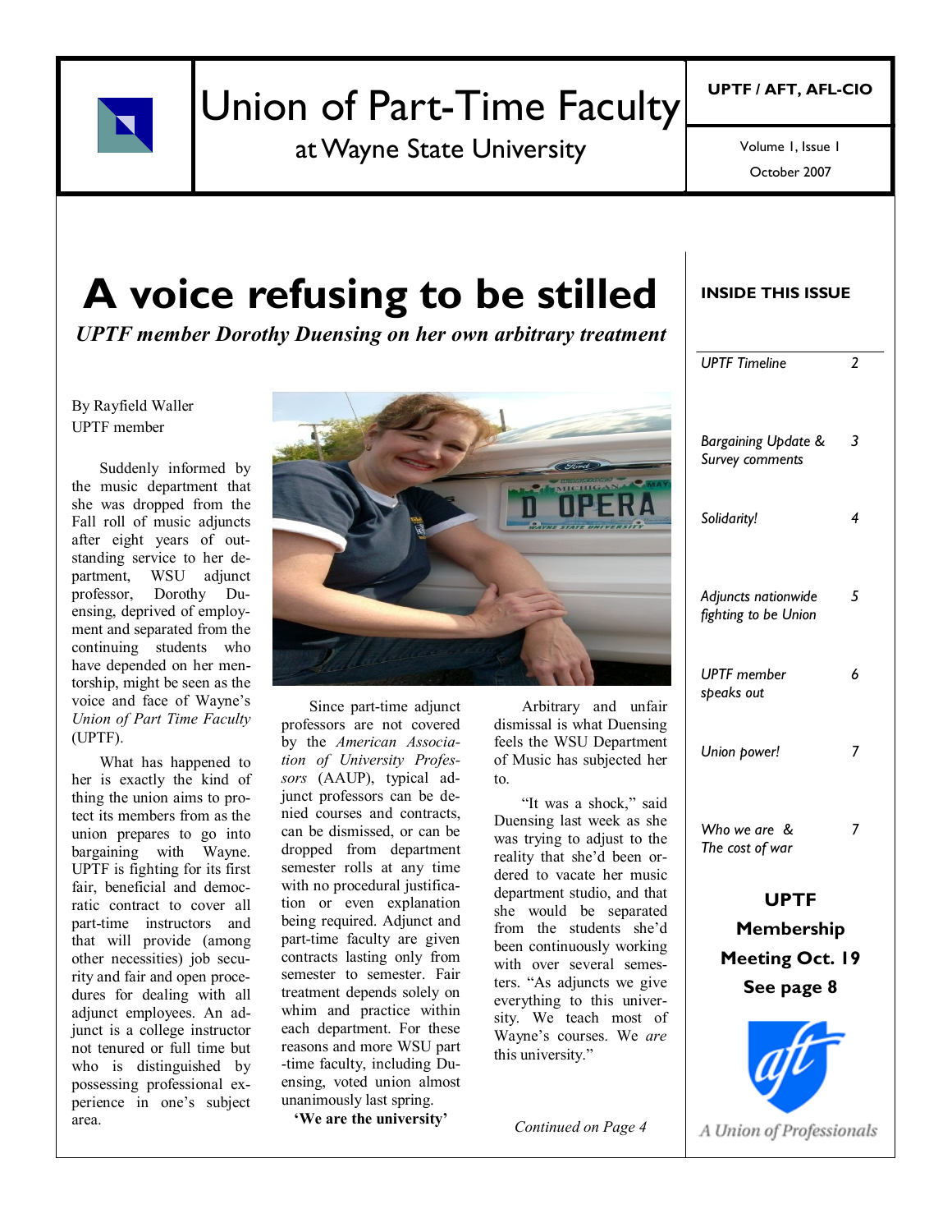# Union of Part-Time Faculty

at Wayne State University

UPTF / AFT, AFL-CIO

Volume 1, Issue 1

October 2007

# A voice refusing to be stilled

***UPTF member Dorothy Duensing on her own arbitrary treatment***

By Rayfield Waller
UPTF member

Suddenly informed by the music department that she was dropped from the Fall roll of music adjuncts after eight years of outstanding service to her department, WSU adjunct professor, Dorothy Duensing, deprived of employment and separated from the continuing students who have depended on her mentorship, might be seen as the voice and face of Wayne's *Union of Part Time Faculty* (UPTF).

What has happened to her is exactly the kind of thing the union aims to protect its members from as the union prepares to go into bargaining with Wayne. UPTF is fighting for its first fair, beneficial and democratic contract to cover all part-time instructors and that will provide (among other necessities) job security and fair and open procedures for dealing with all adjunct employees. An adjunct is a college instructor not tenured or full time but who is distinguished by possessing professional experience in one's subject area.

Since part-time adjunct professors are not covered by the *American Association of University Professors* (AAUP), typical adjunct professors can be denied courses and contracts, can be dismissed, or can be dropped from department semester rolls at any time with no procedural justification or even explanation being required. Adjunct and part-time faculty are given contracts lasting only from semester to semester. Fair treatment depends solely on whim and practice within each department. For these reasons and more WSU part-time faculty, including Duensing, voted union almost unanimously last spring.

**'We are the university'**

Arbitrary and unfair dismissal is what Duensing feels the WSU Department of Music has subjected her to.

"It was a shock," said Duensing last week as she was trying to adjust to the reality that she'd been ordered to vacate her music department studio, and that she would be separated from the students she'd been continuously working with over several semesters. "As adjuncts we give everything to this university. We teach most of Wayne's courses. We *are* this university."

*Continued on Page 4*

**INSIDE THIS ISSUE**

| | |
|---|---|
| *UPTF Timeline* | 2 |
| *Bargaining Update & Survey comments* | 3 |
| *Solidarity!* | 4 |
| *Adjuncts nationwide fighting to be Union* | 5 |
| *UPTF member speaks out* | 6 |
| *Union power!* | 7 |
| *Who we are & The cost of war* | 7 |

**UPTF Membership Meeting Oct. 19
See page 8**

*A Union of Professionals*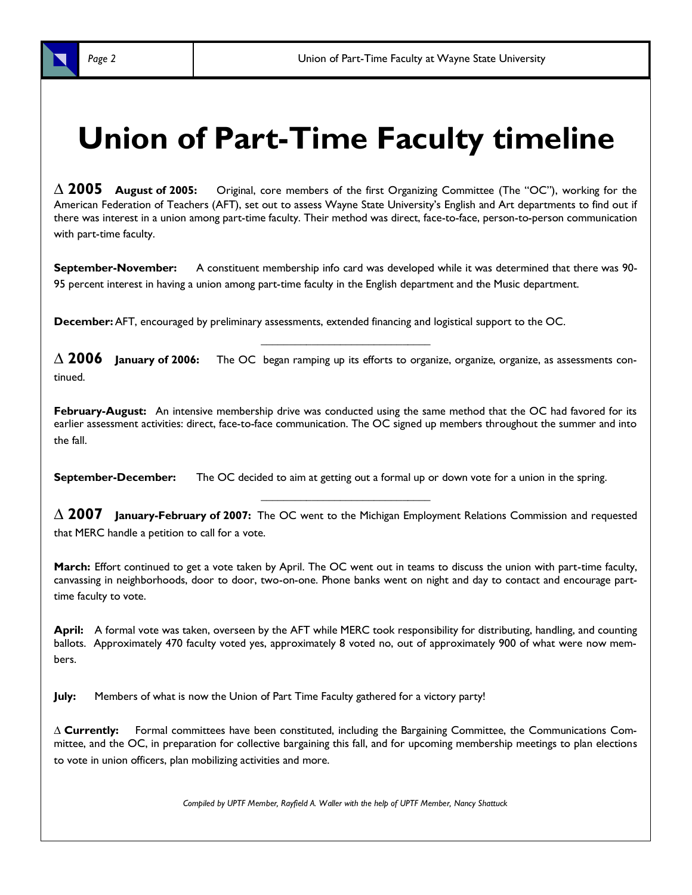# Union of Part-Time Faculty timeline

**∆ 2005** **August of 2005:** Original, core members of the first Organizing Committee (The "OC"), working for the American Federation of Teachers (AFT), set out to assess Wayne State University's English and Art departments to find out if there was interest in a union among part-time faculty. Their method was direct, face-to-face, person-to-person communication with part-time faculty.

**September-November:** A constituent membership info card was developed while it was determined that there was 90-95 percent interest in having a union among part-time faculty in the English department and the Music department.

**December:** AFT, encouraged by preliminary assessments, extended financing and logistical support to the OC.

---

**∆ 2006** **January of 2006:** The OC began ramping up its efforts to organize, organize, organize, as assessments continued.

**February-August:** An intensive membership drive was conducted using the same method that the OC had favored for its earlier assessment activities: direct, face-to-face communication. The OC signed up members throughout the summer and into the fall.

**September-December:** The OC decided to aim at getting out a formal up or down vote for a union in the spring.

---

**∆ 2007** **January-February of 2007:** The OC went to the Michigan Employment Relations Commission and requested that MERC handle a petition to call for a vote.

**March:** Effort continued to get a vote taken by April. The OC went out in teams to discuss the union with part-time faculty, canvassing in neighborhoods, door to door, two-on-one. Phone banks went on night and day to contact and encourage part-time faculty to vote.

**April:** A formal vote was taken, overseen by the AFT while MERC took responsibility for distributing, handling, and counting ballots. Approximately 470 faculty voted yes, approximately 8 voted no, out of approximately 900 of what were now members.

**July:** Members of what is now the Union of Part Time Faculty gathered for a victory party!

∆ **Currently:** Formal committees have been constituted, including the Bargaining Committee, the Communications Committee, and the OC, in preparation for collective bargaining this fall, and for upcoming membership meetings to plan elections to vote in union officers, plan mobilizing activities and more.

*Compiled by UPTF Member, Rayfield A. Waller with the help of UPTF Member, Nancy Shattuck*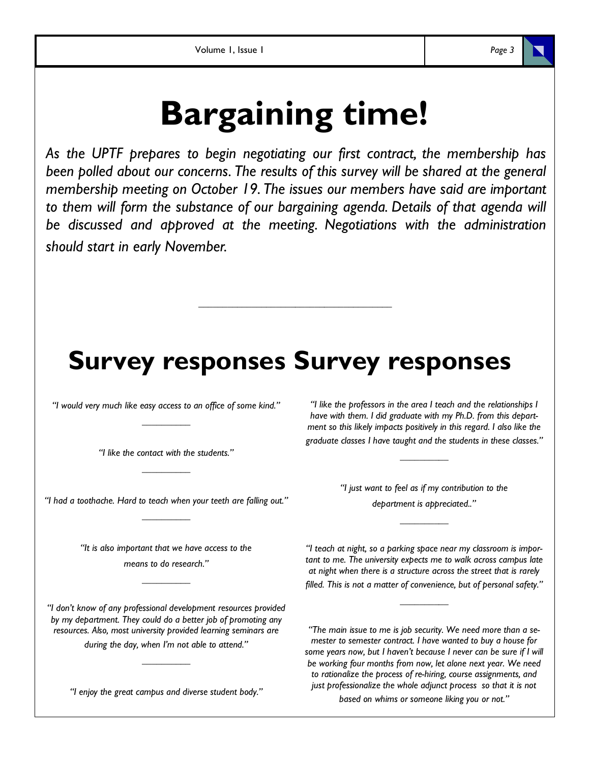# Bargaining time!

*As the UPTF prepares to begin negotiating our first contract, the membership has been polled about our concerns. The results of this survey will be shared at the general membership meeting on October 19. The issues our members have said are important to them will form the substance of our bargaining agenda. Details of that agenda will be discussed and approved at the meeting. Negotiations with the administration should start in early November.*

---

# Survey responses Survey responses

*"I would very much like easy access to an office of some kind."*

---

*"I like the contact with the students."*

---

*"I had a toothache. Hard to teach when your teeth are falling out."*

---

*"It is also important that we have access to the means to do research."*

---

*"I don't know of any professional development resources provided by my department. They could do a better job of promoting any resources. Also, most university provided learning seminars are during the day, when I'm not able to attend."*

---

*"I enjoy the great campus and diverse student body."*

---

*"I like the professors in the area I teach and the relationships I have with them. I did graduate with my Ph.D. from this department so this likely impacts positively in this regard. I also like the graduate classes I have taught and the students in these classes."*

---

*"I just want to feel as if my contribution to the department is appreciated.."*

---

*"I teach at night, so a parking space near my classroom is important to me. The university expects me to walk across campus late at night when there is a structure across the street that is rarely filled. This is not a matter of convenience, but of personal safety."*

---

*"The main issue to me is job security. We need more than a semester to semester contract. I have wanted to buy a house for some years now, but I haven't because I never can be sure if I will be working four months from now, let alone next year. We need to rationalize the process of re-hiring, course assignments, and just professionalize the whole adjunct process so that it is not based on whims or someone liking you or not."*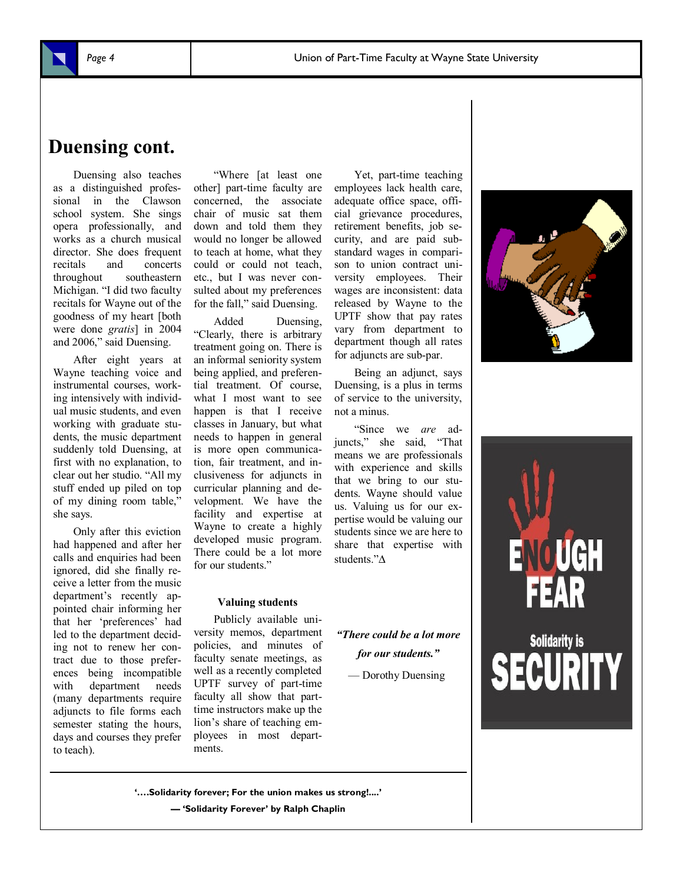# Duensing cont.

Duensing also teaches as a distinguished professional in the Clawson school system. She sings opera professionally, and works as a church musical director. She does frequent recitals and concerts throughout southeastern Michigan. "I did two faculty recitals for Wayne out of the goodness of my heart [both were done *gratis*] in 2004 and 2006," said Duensing.

After eight years at Wayne teaching voice and instrumental courses, working intensively with individual music students, and even working with graduate students, the music department suddenly told Duensing, at first with no explanation, to clear out her studio. "All my stuff ended up piled on top of my dining room table," she says.

Only after this eviction had happened and after her calls and enquiries had been ignored, did she finally receive a letter from the music department's recently appointed chair informing her that her 'preferences' had led to the department deciding not to renew her contract due to those preferences being incompatible with department needs (many departments require adjuncts to file forms each semester stating the hours, days and courses they prefer to teach).

"Where [at least one other] part-time faculty are concerned, the associate chair of music sat them down and told them they would no longer be allowed to teach at home, what they could or could not teach, etc., but I was never consulted about my preferences for the fall," said Duensing.

Added Duensing, "Clearly, there is arbitrary treatment going on. There is an informal seniority system being applied, and preferential treatment. Of course, what I most want to see happen is that I receive classes in January, but what needs to happen in general is more open communication, fair treatment, and inclusiveness for adjuncts in curricular planning and development. We have the facility and expertise at Wayne to create a highly developed music program. There could be a lot more for our students."

**Valuing students**

Publicly available university memos, department policies, and minutes of faculty senate meetings, as well as a recently completed UPTF survey of part-time faculty all show that part-time instructors make up the lion's share of teaching employees in most departments.

Yet, part-time teaching employees lack health care, adequate office space, official grievance procedures, retirement benefits, job security, and are paid substandard wages in comparison to union contract university employees. Their wages are inconsistent: data released by Wayne to the UPTF show that pay rates vary from department to department though all rates for adjuncts are sub-par.

Being an adjunct, says Duensing, is a plus in terms of service to the university, not a minus.

"Since we *are* adjuncts," she said, "That means we are professionals with experience and skills that we bring to our students. Wayne should value us. Valuing us for our expertise would be valuing our students since we are here to share that expertise with students."Δ

***"There could be a lot more for our students."***

— Dorothy Duensing

ENOUGH FEAR

Solidarity is SECURITY

**'....Solidarity forever; For the union makes us strong!....'**

**— 'Solidarity Forever' by Ralph Chaplin**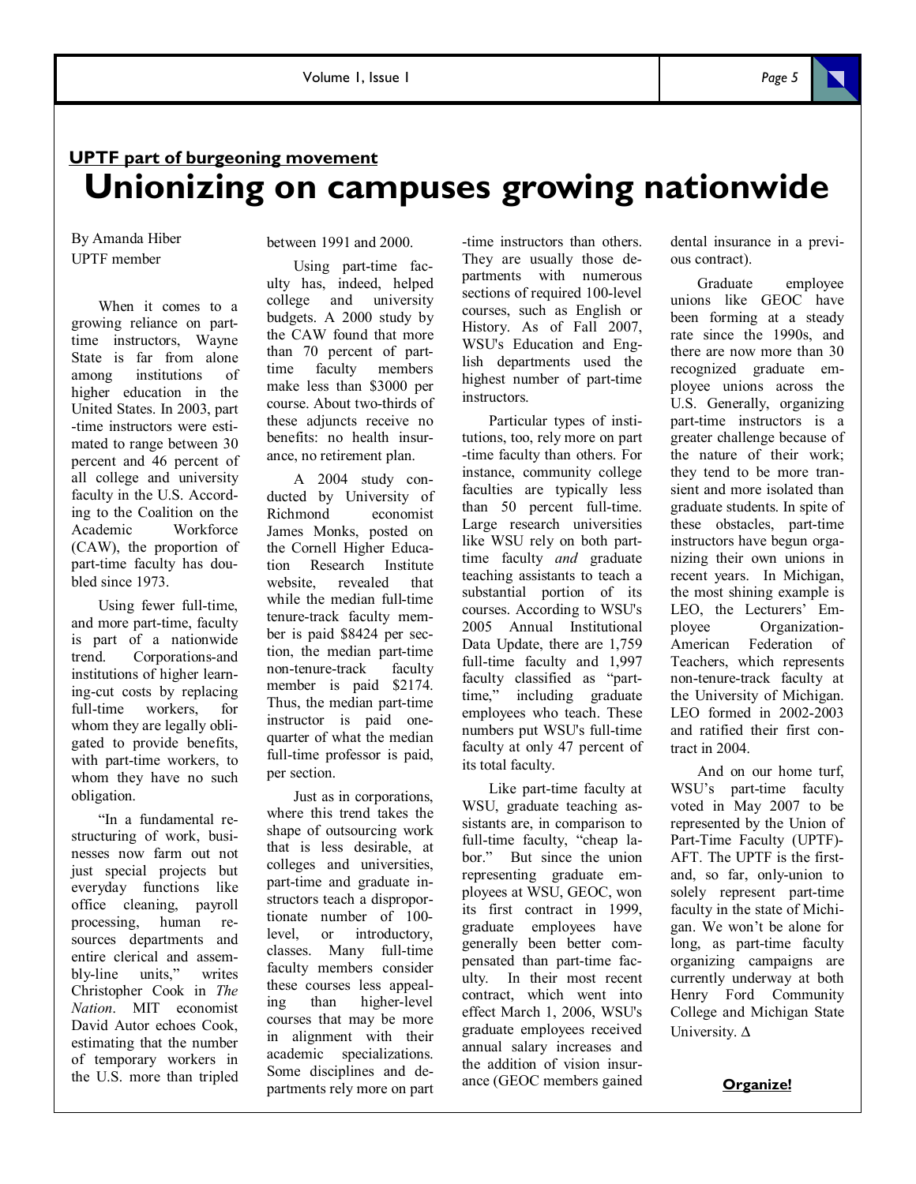**UPTF part of burgeoning movement**

# Unionizing on campuses growing nationwide

By Amanda Hiber
UPTF member

When it comes to a growing reliance on part-time instructors, Wayne State is far from alone among institutions of higher education in the United States. In 2003, part-time instructors were estimated to range between 30 percent and 46 percent of all college and university faculty in the U.S. According to the Coalition on the Academic Workforce (CAW), the proportion of part-time faculty has doubled since 1973.

Using fewer full-time, and more part-time, faculty is part of a nationwide trend. Corporations-and institutions of higher learning-cut costs by replacing full-time workers, for whom they are legally obligated to provide benefits, with part-time workers, to whom they have no such obligation.

"In a fundamental restructuring of work, businesses now farm out not just special projects but everyday functions like office cleaning, payroll processing, human resources departments and entire clerical and assembly-line units," writes Christopher Cook in *The Nation*. MIT economist David Autor echoes Cook, estimating that the number of temporary workers in the U.S. more than tripled between 1991 and 2000.

Using part-time faculty has, indeed, helped college and university budgets. A 2000 study by the CAW found that more than 70 percent of part-time faculty members make less than $3000 per course. About two-thirds of these adjuncts receive no benefits: no health insurance, no retirement plan.

A 2004 study conducted by University of Richmond economist James Monks, posted on the Cornell Higher Education Research Institute website, revealed that while the median full-time tenure-track faculty member is paid $8424 per section, the median part-time non-tenure-track faculty member is paid $2174. Thus, the median part-time instructor is paid one-quarter of what the median full-time professor is paid, per section.

Just as in corporations, where this trend takes the shape of outsourcing work that is less desirable, at colleges and universities, part-time and graduate instructors teach a disproportionate number of 100-level, or introductory, classes. Many full-time faculty members consider these courses less appealing than higher-level courses that may be more in alignment with their academic specializations. Some disciplines and departments rely more on part-time instructors than others. They are usually those departments with numerous sections of required 100-level courses, such as English or History. As of Fall 2007, WSU's Education and English departments used the highest number of part-time instructors.

Particular types of institutions, too, rely more on part-time faculty than others. For instance, community college faculties are typically less than 50 percent full-time. Large research universities like WSU rely on both part-time faculty *and* graduate teaching assistants to teach a substantial portion of its courses. According to WSU's 2005 Annual Institutional Data Update, there are 1,759 full-time faculty and 1,997 faculty classified as "part-time," including graduate employees who teach. These numbers put WSU's full-time faculty at only 47 percent of its total faculty.

Like part-time faculty at WSU, graduate teaching assistants are, in comparison to full-time faculty, "cheap labor." But since the union representing graduate employees at WSU, GEOC, won its first contract in 1999, graduate employees have generally been better compensated than part-time faculty. In their most recent contract, which went into effect March 1, 2006, WSU's graduate employees received annual salary increases and the addition of vision insurance (GEOC members gained dental insurance in a previous contract).

Graduate employee unions like GEOC have been forming at a steady rate since the 1990s, and there are now more than 30 recognized graduate employee unions across the U.S. Generally, organizing part-time instructors is a greater challenge because of the nature of their work; they tend to be more transient and more isolated than graduate students. In spite of these obstacles, part-time instructors have begun organizing their own unions in recent years. In Michigan, the most shining example is LEO, the Lecturers' Employee Organization-American Federation of Teachers, which represents non-tenure-track faculty at the University of Michigan. LEO formed in 2002-2003 and ratified their first contract in 2004.

And on our home turf, WSU's part-time faculty voted in May 2007 to be represented by the Union of Part-Time Faculty (UPTF)-AFT. The UPTF is the first-and, so far, only-union to solely represent part-time faculty in the state of Michigan. We won't be alone for long, as part-time faculty organizing campaigns are currently underway at both Henry Ford Community College and Michigan State University. Δ

**Organize!**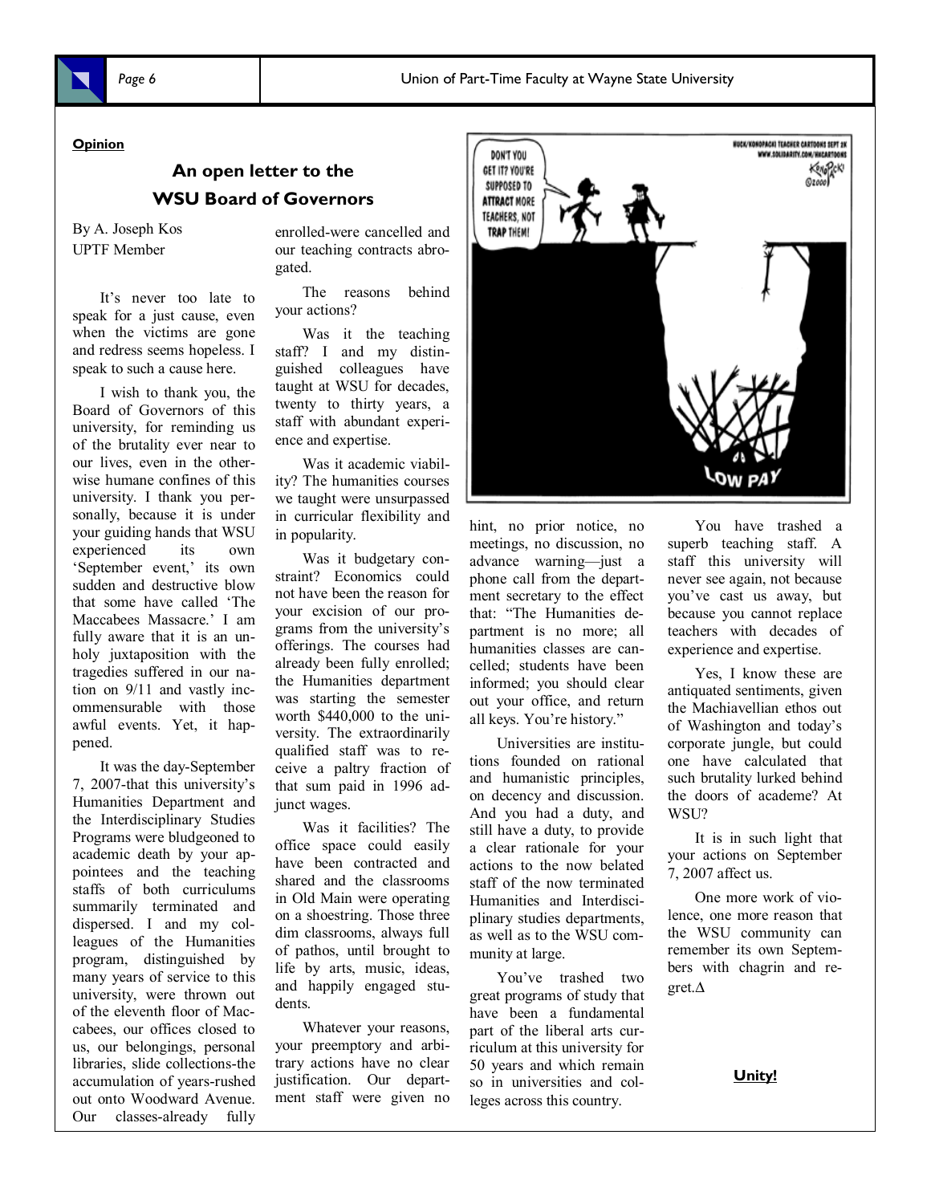**Opinion**

## An open letter to the WSU Board of Governors

By A. Joseph Kos
UPTF Member

It's never too late to speak for a just cause, even when the victims are gone and redress seems hopeless. I speak to such a cause here.

I wish to thank you, the Board of Governors of this university, for reminding us of the brutality ever near to our lives, even in the otherwise humane confines of this university. I thank you personally, because it is under your guiding hands that WSU experienced its own 'September event,' its own sudden and destructive blow that some have called 'The Maccabees Massacre.' I am fully aware that it is an unholy juxtaposition with the tragedies suffered in our nation on 9/11 and vastly incommensurable with those awful events. Yet, it happened.

It was the day-September 7, 2007-that this university's Humanities Department and the Interdisciplinary Studies Programs were bludgeoned to academic death by your appointees and the teaching staffs of both curriculums summarily terminated and dispersed. I and my colleagues of the Humanities program, distinguished by many years of service to this university, were thrown out of the eleventh floor of Maccabees, our offices closed to us, our belongings, personal libraries, slide collections-the accumulation of years-rushed out onto Woodward Avenue. Our classes-already fully enrolled-were cancelled and our teaching contracts abrogated.

The reasons behind your actions?

Was it the teaching staff? I and my distinguished colleagues have taught at WSU for decades, twenty to thirty years, a staff with abundant experience and expertise.

Was it academic viability? The humanities courses we taught were unsurpassed in curricular flexibility and in popularity.

Was it budgetary constraint? Economics could not have been the reason for your excision of our programs from the university's offerings. The courses had already been fully enrolled; the Humanities department was starting the semester worth $440,000 to the university. The extraordinarily qualified staff was to receive a paltry fraction of that sum paid in 1996 adjunct wages.

Was it facilities? The office space could easily have been contracted and shared and the classrooms in Old Main were operating on a shoestring. Those three dim classrooms, always full of pathos, until brought to life by arts, music, ideas, and happily engaged students.

Whatever your reasons, your preemptory and arbitrary actions have no clear justification. Our department staff were given no hint, no prior notice, no meetings, no discussion, no advance warning—just a phone call from the department secretary to the effect that: "The Humanities department is no more; all humanities classes are cancelled; students have been informed; you should clear out your office, and return all keys. You're history."

Universities are institutions founded on rational and humanistic principles, on decency and discussion. And you had a duty, and still have a duty, to provide a clear rationale for your actions to the now belated staff of the now terminated Humanities and Interdisciplinary studies departments, as well as to the WSU community at large.

You've trashed two great programs of study that have been a fundamental part of the liberal arts curriculum at this university for 50 years and which remain so in universities and colleges across this country.

You have trashed a superb teaching staff. A staff this university will never see again, not because you've cast us away, but because you cannot replace teachers with decades of experience and expertise.

Yes, I know these are antiquated sentiments, given the Machiavellian ethos out of Washington and today's corporate jungle, but could one have calculated that such brutality lurked behind the doors of academe? At WSU?

It is in such light that your actions on September 7, 2007 affect us.

One more work of violence, one more reason that the WSU community can remember its own Septembers with chagrin and regret.Δ

**Unity!**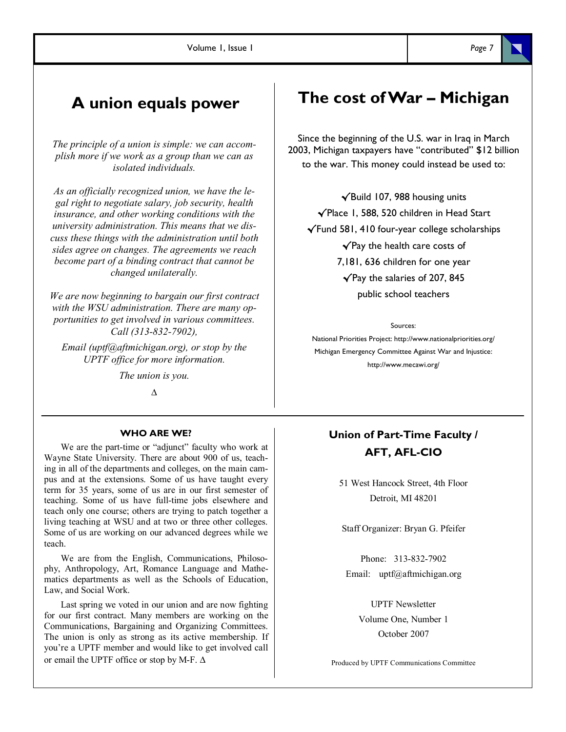## A union equals power

*The principle of a union is simple: we can accomplish more if we work as a group than we can as isolated individuals.*

*As an officially recognized union, we have the legal right to negotiate salary, job security, health insurance, and other working conditions with the university administration. This means that we discuss these things with the administration until both sides agree on changes. The agreements we reach become part of a binding contract that cannot be changed unilaterally.*

*We are now beginning to bargain our first contract with the WSU administration. There are many opportunities to get involved in various committees. Call (313-832-7902),*

*Email (uptf@aftmichigan.org), or stop by the UPTF office for more information.*

*The union is you.*

Δ

## The cost of War – Michigan

Since the beginning of the U.S. war in Iraq in March 2003, Michigan taxpayers have "contributed" $12 billion to the war. This money could instead be used to:

✓Build 107, 988 housing units

✓Place 1, 588, 520 children in Head Start

✓Fund 581, 410 four-year college scholarships

✓Pay the health care costs of 7,181, 636 children for one year

✓Pay the salaries of 207, 845 public school teachers

Sources:

National Priorities Project: http://www.nationalpriorities.org/

Michigan Emergency Committee Against War and Injustice: http://www.mecawi.org/

### WHO ARE WE?

We are the part-time or "adjunct" faculty who work at Wayne State University. There are about 900 of us, teaching in all of the departments and colleges, on the main campus and at the extensions. Some of us have taught every term for 35 years, some of us are in our first semester of teaching. Some of us have full-time jobs elsewhere and teach only one course; others are trying to patch together a living teaching at WSU and at two or three other colleges. Some of us are working on our advanced degrees while we teach.

We are from the English, Communications, Philosophy, Anthropology, Art, Romance Language and Mathematics departments as well as the Schools of Education, Law, and Social Work.

Last spring we voted in our union and are now fighting for our first contract. Many members are working on the Communications, Bargaining and Organizing Committees. The union is only as strong as its active membership. If you're a UPTF member and would like to get involved call or email the UPTF office or stop by M-F. Δ

### Union of Part-Time Faculty / AFT, AFL-CIO

51 West Hancock Street, 4th Floor
Detroit, MI 48201

Staff Organizer: Bryan G. Pfeifer

Phone: 313-832-7902
Email: uptf@aftmichigan.org

UPTF Newsletter
Volume One, Number 1
October 2007

Produced by UPTF Communications Committee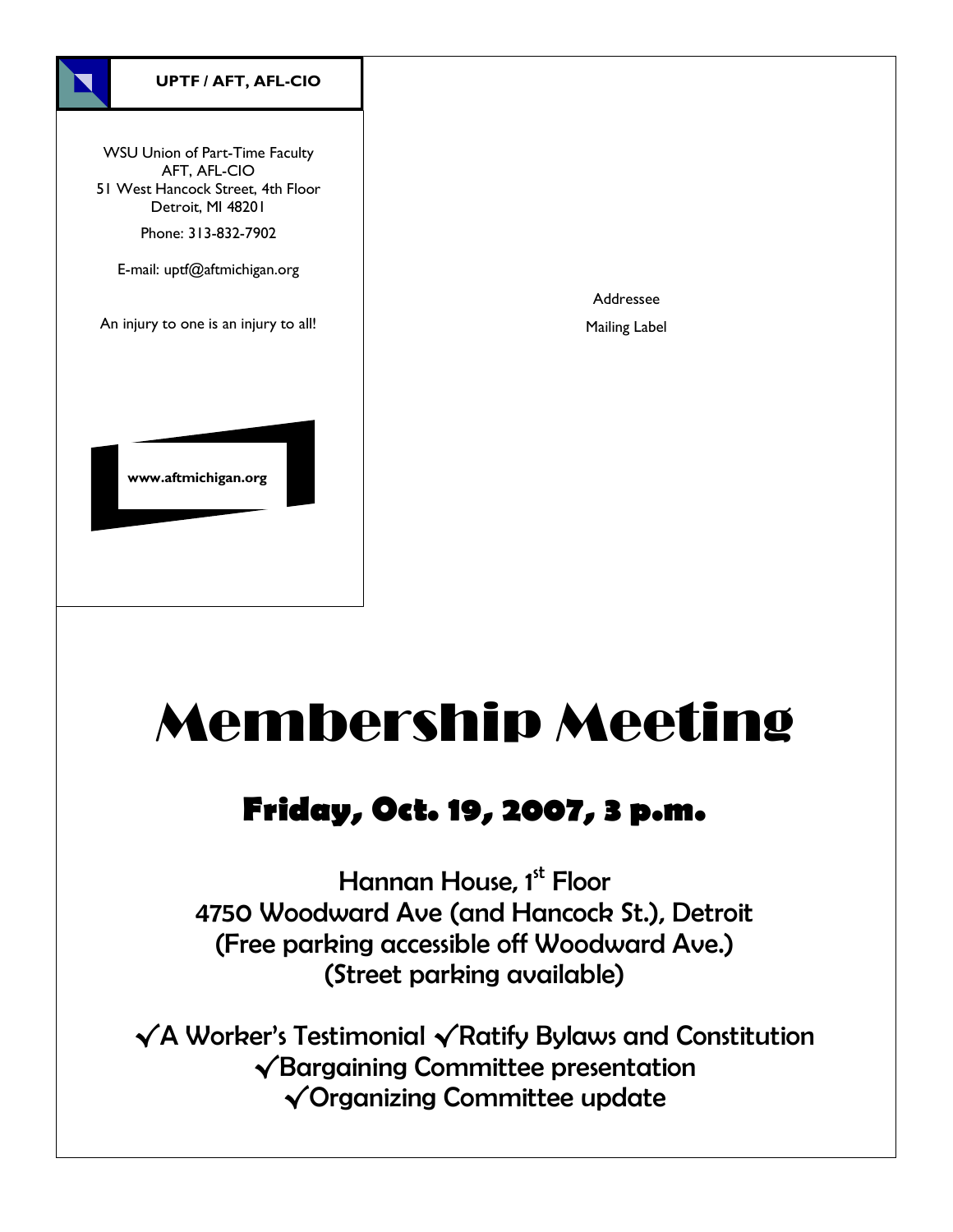**UPTF / AFT, AFL-CIO**

WSU Union of Part-Time Faculty
AFT, AFL-CIO
51 West Hancock Street, 4th Floor
Detroit, MI 48201

Phone: 313-832-7902

E-mail: uptf@aftmichigan.org

An injury to one is an injury to all!

**www.aftmichigan.org**

Addressee

Mailing Label

# Membership Meeting

## Friday, Oct. 19, 2007, 3 p.m.

Hannan House, 1st Floor
4750 Woodward Ave (and Hancock St.), Detroit
(Free parking accessible off Woodward Ave.)
(Street parking available)

✓A Worker's Testimonial ✓Ratify Bylaws and Constitution
✓Bargaining Committee presentation
✓Organizing Committee update